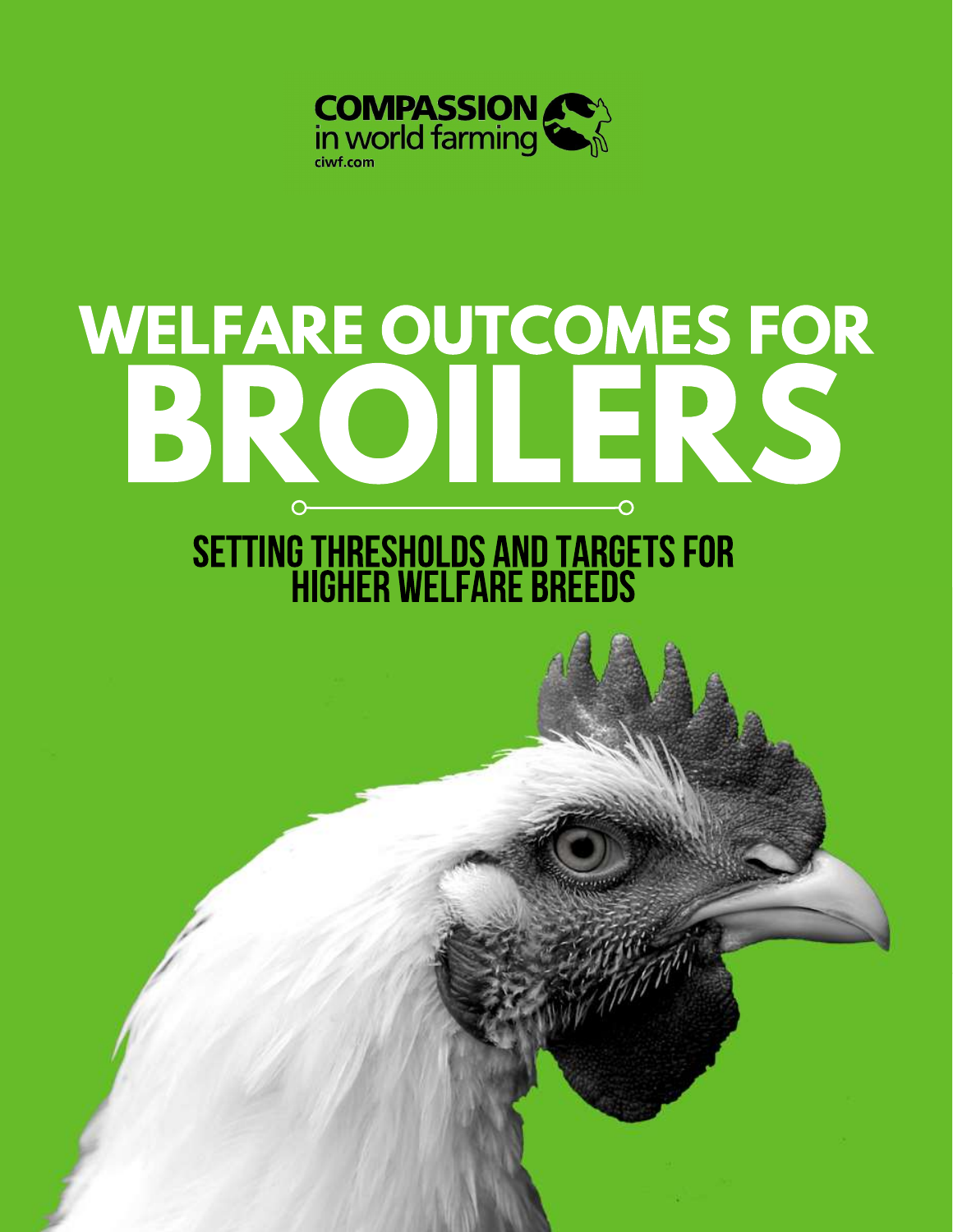COMPASSION in world farming
ciwf.com

# WELFARE OUTCOMES FOR BROILERS

## SETTING THRESHOLDS AND TARGETS FOR HIGHER WELFARE BREEDS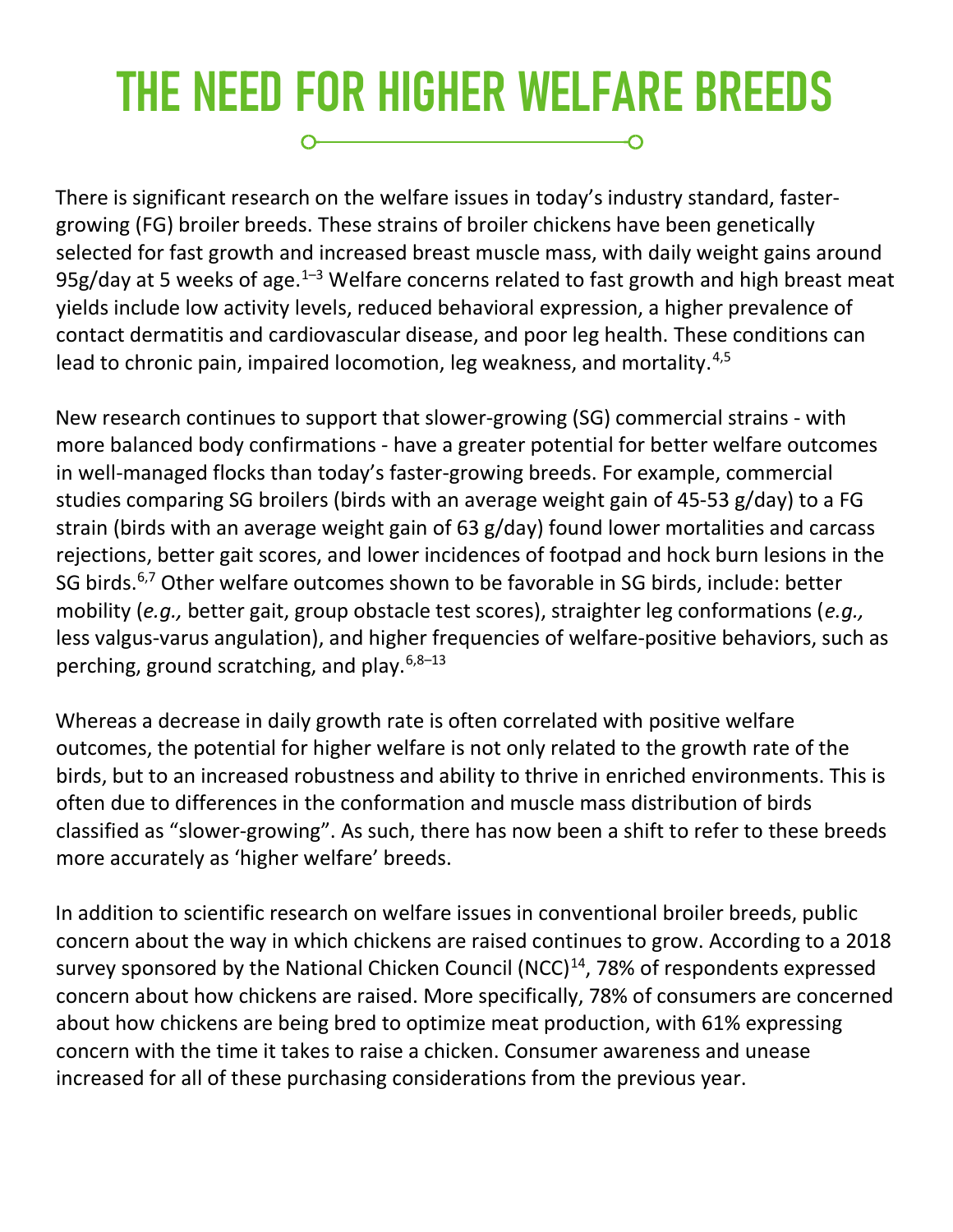# THE NEED FOR HIGHER WELFARE BREEDS

There is significant research on the welfare issues in today's industry standard, faster-growing (FG) broiler breeds. These strains of broiler chickens have been genetically selected for fast growth and increased breast muscle mass, with daily weight gains around 95g/day at 5 weeks of age.[1–3] Welfare concerns related to fast growth and high breast meat yields include low activity levels, reduced behavioral expression, a higher prevalence of contact dermatitis and cardiovascular disease, and poor leg health. These conditions can lead to chronic pain, impaired locomotion, leg weakness, and mortality.[4,5]

New research continues to support that slower-growing (SG) commercial strains - with more balanced body confirmations - have a greater potential for better welfare outcomes in well-managed flocks than today's faster-growing breeds. For example, commercial studies comparing SG broilers (birds with an average weight gain of 45-53 g/day) to a FG strain (birds with an average weight gain of 63 g/day) found lower mortalities and carcass rejections, better gait scores, and lower incidences of footpad and hock burn lesions in the SG birds.[6,7] Other welfare outcomes shown to be favorable in SG birds, include: better mobility (*e.g.,* better gait, group obstacle test scores), straighter leg conformations (*e.g.,* less valgus-varus angulation), and higher frequencies of welfare-positive behaviors, such as perching, ground scratching, and play.[6,8–13]

Whereas a decrease in daily growth rate is often correlated with positive welfare outcomes, the potential for higher welfare is not only related to the growth rate of the birds, but to an increased robustness and ability to thrive in enriched environments. This is often due to differences in the conformation and muscle mass distribution of birds classified as "slower-growing". As such, there has now been a shift to refer to these breeds more accurately as 'higher welfare' breeds.

In addition to scientific research on welfare issues in conventional broiler breeds, public concern about the way in which chickens are raised continues to grow. According to a 2018 survey sponsored by the National Chicken Council (NCC)[14], 78% of respondents expressed concern about how chickens are raised. More specifically, 78% of consumers are concerned about how chickens are being bred to optimize meat production, with 61% expressing concern with the time it takes to raise a chicken. Consumer awareness and unease increased for all of these purchasing considerations from the previous year.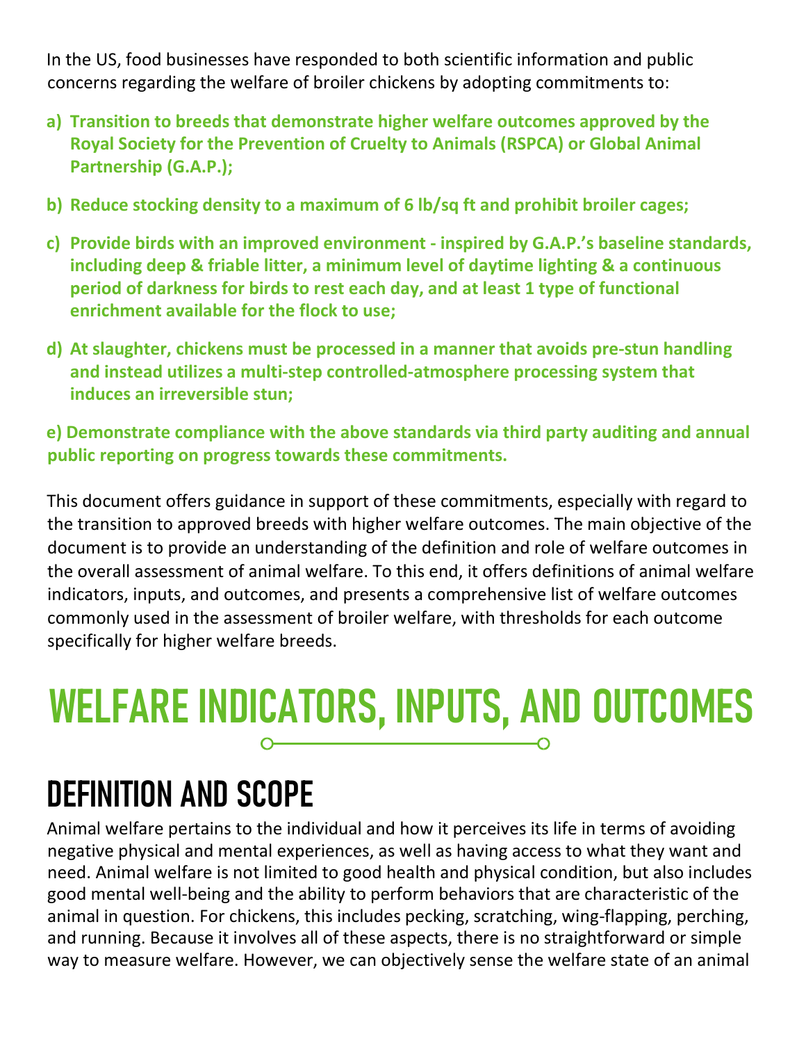In the US, food businesses have responded to both scientific information and public concerns regarding the welfare of broiler chickens by adopting commitments to:

a) **Transition to breeds that demonstrate higher welfare outcomes approved by the Royal Society for the Prevention of Cruelty to Animals (RSPCA) or Global Animal Partnership (G.A.P.);**

b) **Reduce stocking density to a maximum of 6 lb/sq ft and prohibit broiler cages;**

c) **Provide birds with an improved environment - inspired by G.A.P.'s baseline standards, including deep & friable litter, a minimum level of daytime lighting & a continuous period of darkness for birds to rest each day, and at least 1 type of functional enrichment available for the flock to use;**

d) **At slaughter, chickens must be processed in a manner that avoids pre-stun handling and instead utilizes a multi-step controlled-atmosphere processing system that induces an irreversible stun;**

e) **Demonstrate compliance with the above standards via third party auditing and annual public reporting on progress towards these commitments.**

This document offers guidance in support of these commitments, especially with regard to the transition to approved breeds with higher welfare outcomes. The main objective of the document is to provide an understanding of the definition and role of welfare outcomes in the overall assessment of animal welfare. To this end, it offers definitions of animal welfare indicators, inputs, and outcomes, and presents a comprehensive list of welfare outcomes commonly used in the assessment of broiler welfare, with thresholds for each outcome specifically for higher welfare breeds.

# WELFARE INDICATORS, INPUTS, AND OUTCOMES

## DEFINITION AND SCOPE

Animal welfare pertains to the individual and how it perceives its life in terms of avoiding negative physical and mental experiences, as well as having access to what they want and need. Animal welfare is not limited to good health and physical condition, but also includes good mental well-being and the ability to perform behaviors that are characteristic of the animal in question. For chickens, this includes pecking, scratching, wing-flapping, perching, and running. Because it involves all of these aspects, there is no straightforward or simple way to measure welfare. However, we can objectively sense the welfare state of an animal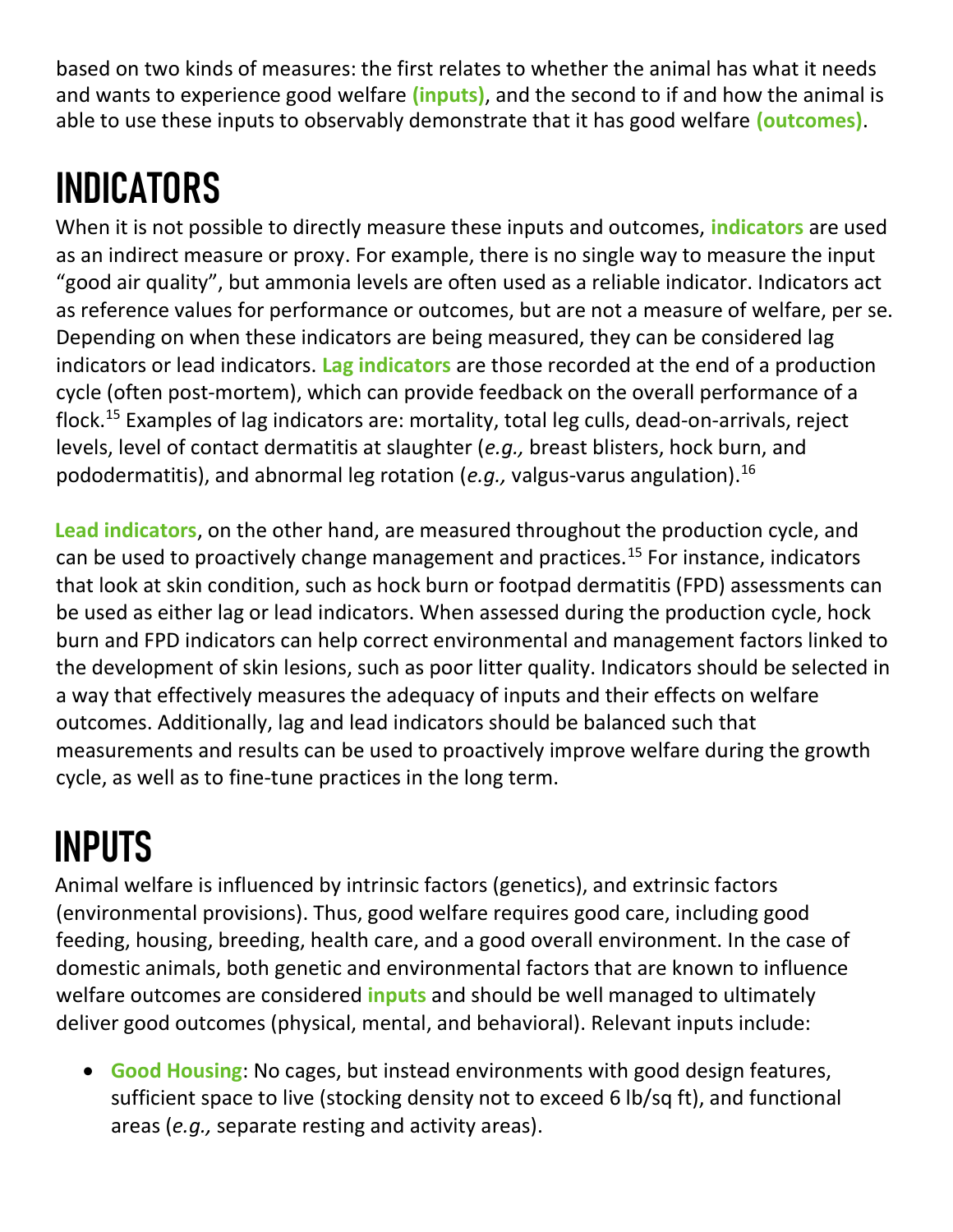based on two kinds of measures: the first relates to whether the animal has what it needs and wants to experience good welfare **(inputs)**, and the second to if and how the animal is able to use these inputs to observably demonstrate that it has good welfare **(outcomes)**.

# INDICATORS

When it is not possible to directly measure these inputs and outcomes, **indicators** are used as an indirect measure or proxy. For example, there is no single way to measure the input "good air quality", but ammonia levels are often used as a reliable indicator. Indicators act as reference values for performance or outcomes, but are not a measure of welfare, per se. Depending on when these indicators are being measured, they can be considered lag indicators or lead indicators. **Lag indicators** are those recorded at the end of a production cycle (often post-mortem), which can provide feedback on the overall performance of a flock.[15] Examples of lag indicators are: mortality, total leg culls, dead-on-arrivals, reject levels, level of contact dermatitis at slaughter (*e.g.,* breast blisters, hock burn, and pododermatitis), and abnormal leg rotation (*e.g.,* valgus-varus angulation).[16]

**Lead indicators**, on the other hand, are measured throughout the production cycle, and can be used to proactively change management and practices.[15] For instance, indicators that look at skin condition, such as hock burn or footpad dermatitis (FPD) assessments can be used as either lag or lead indicators. When assessed during the production cycle, hock burn and FPD indicators can help correct environmental and management factors linked to the development of skin lesions, such as poor litter quality. Indicators should be selected in a way that effectively measures the adequacy of inputs and their effects on welfare outcomes. Additionally, lag and lead indicators should be balanced such that measurements and results can be used to proactively improve welfare during the growth cycle, as well as to fine-tune practices in the long term.

# INPUTS

Animal welfare is influenced by intrinsic factors (genetics), and extrinsic factors (environmental provisions). Thus, good welfare requires good care, including good feeding, housing, breeding, health care, and a good overall environment. In the case of domestic animals, both genetic and environmental factors that are known to influence welfare outcomes are considered **inputs** and should be well managed to ultimately deliver good outcomes (physical, mental, and behavioral). Relevant inputs include:

- **Good Housing**: No cages, but instead environments with good design features, sufficient space to live (stocking density not to exceed 6 lb/sq ft), and functional areas (*e.g.,* separate resting and activity areas).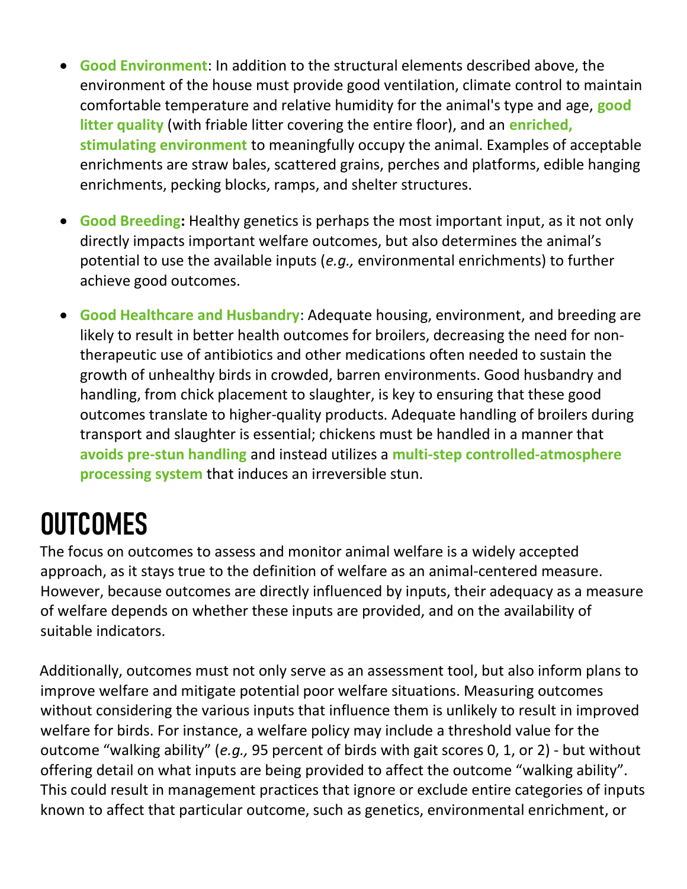- **Good Environment**: In addition to the structural elements described above, the environment of the house must provide good ventilation, climate control to maintain comfortable temperature and relative humidity for the animal's type and age, **good litter quality** (with friable litter covering the entire floor), and an **enriched, stimulating environment** to meaningfully occupy the animal. Examples of acceptable enrichments are straw bales, scattered grains, perches and platforms, edible hanging enrichments, pecking blocks, ramps, and shelter structures.

- **Good Breeding:** Healthy genetics is perhaps the most important input, as it not only directly impacts important welfare outcomes, but also determines the animal's potential to use the available inputs (*e.g.,* environmental enrichments) to further achieve good outcomes.

- **Good Healthcare and Husbandry**: Adequate housing, environment, and breeding are likely to result in better health outcomes for broilers, decreasing the need for non-therapeutic use of antibiotics and other medications often needed to sustain the growth of unhealthy birds in crowded, barren environments. Good husbandry and handling, from chick placement to slaughter, is key to ensuring that these good outcomes translate to higher-quality products. Adequate handling of broilers during transport and slaughter is essential; chickens must be handled in a manner that **avoids pre-stun handling** and instead utilizes a **multi-step controlled-atmosphere processing system** that induces an irreversible stun.

# OUTCOMES

The focus on outcomes to assess and monitor animal welfare is a widely accepted approach, as it stays true to the definition of welfare as an animal-centered measure. However, because outcomes are directly influenced by inputs, their adequacy as a measure of welfare depends on whether these inputs are provided, and on the availability of suitable indicators.

Additionally, outcomes must not only serve as an assessment tool, but also inform plans to improve welfare and mitigate potential poor welfare situations. Measuring outcomes without considering the various inputs that influence them is unlikely to result in improved welfare for birds. For instance, a welfare policy may include a threshold value for the outcome "walking ability" (*e.g.,* 95 percent of birds with gait scores 0, 1, or 2) - but without offering detail on what inputs are being provided to affect the outcome "walking ability". This could result in management practices that ignore or exclude entire categories of inputs known to affect that particular outcome, such as genetics, environmental enrichment, or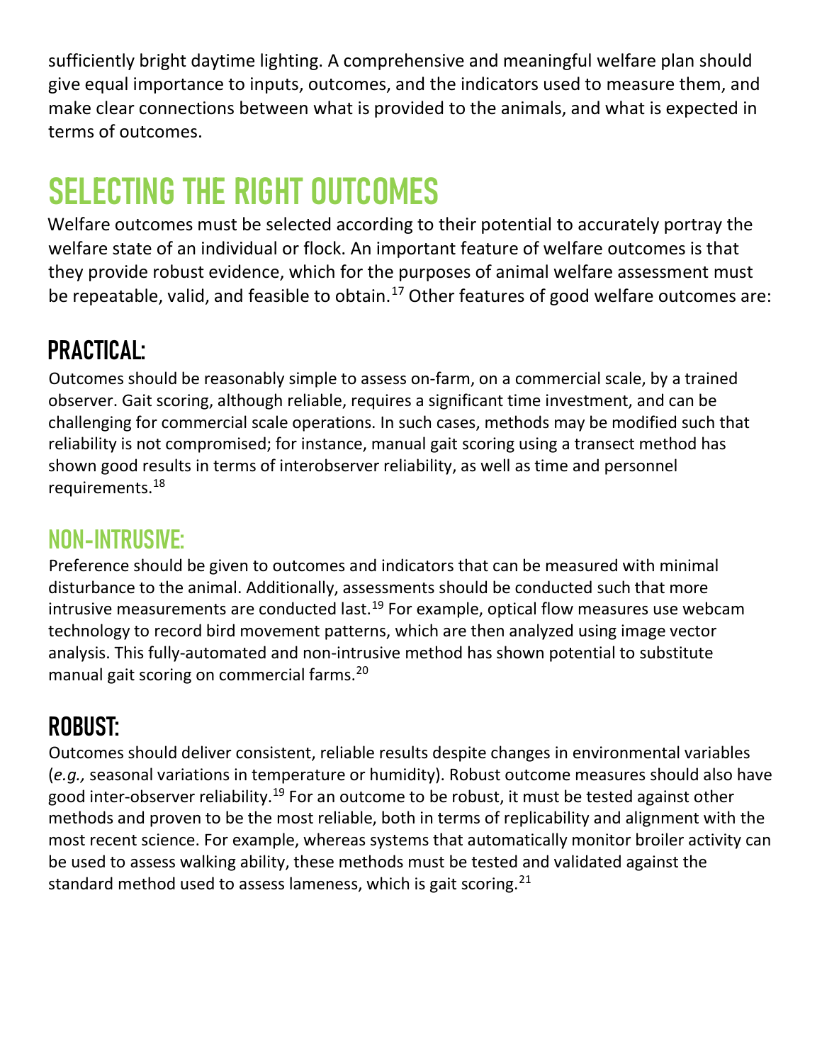sufficiently bright daytime lighting. A comprehensive and meaningful welfare plan should give equal importance to inputs, outcomes, and the indicators used to measure them, and make clear connections between what is provided to the animals, and what is expected in terms of outcomes.

# SELECTING THE RIGHT OUTCOMES

Welfare outcomes must be selected according to their potential to accurately portray the welfare state of an individual or flock. An important feature of welfare outcomes is that they provide robust evidence, which for the purposes of animal welfare assessment must be repeatable, valid, and feasible to obtain.[17] Other features of good welfare outcomes are:

## PRACTICAL:

Outcomes should be reasonably simple to assess on-farm, on a commercial scale, by a trained observer. Gait scoring, although reliable, requires a significant time investment, and can be challenging for commercial scale operations. In such cases, methods may be modified such that reliability is not compromised; for instance, manual gait scoring using a transect method has shown good results in terms of interobserver reliability, as well as time and personnel requirements.[18]

## NON-INTRUSIVE:

Preference should be given to outcomes and indicators that can be measured with minimal disturbance to the animal. Additionally, assessments should be conducted such that more intrusive measurements are conducted last.[19] For example, optical flow measures use webcam technology to record bird movement patterns, which are then analyzed using image vector analysis. This fully-automated and non-intrusive method has shown potential to substitute manual gait scoring on commercial farms.[20]

## ROBUST:

Outcomes should deliver consistent, reliable results despite changes in environmental variables (*e.g.,* seasonal variations in temperature or humidity). Robust outcome measures should also have good inter-observer reliability.[19] For an outcome to be robust, it must be tested against other methods and proven to be the most reliable, both in terms of replicability and alignment with the most recent science. For example, whereas systems that automatically monitor broiler activity can be used to assess walking ability, these methods must be tested and validated against the standard method used to assess lameness, which is gait scoring.[21]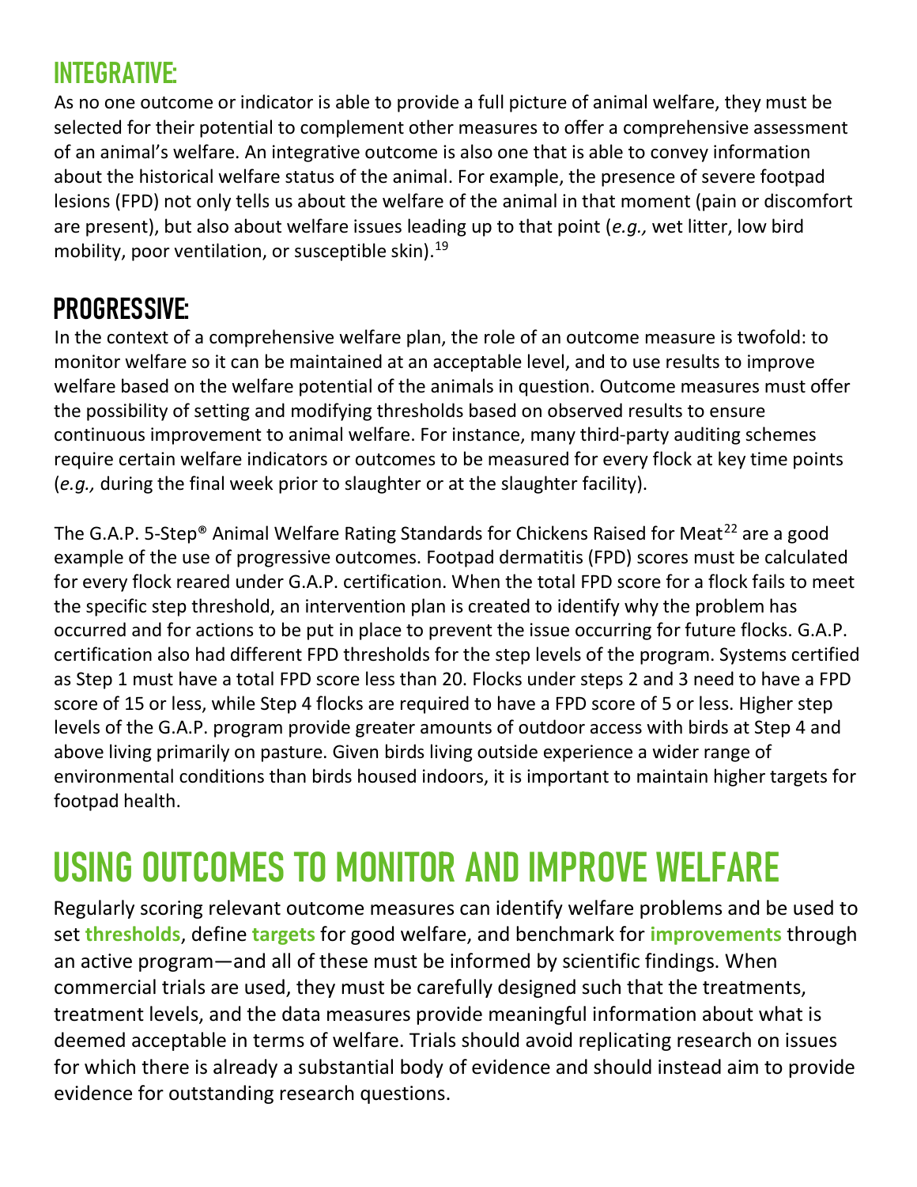## INTEGRATIVE:

As no one outcome or indicator is able to provide a full picture of animal welfare, they must be selected for their potential to complement other measures to offer a comprehensive assessment of an animal's welfare. An integrative outcome is also one that is able to convey information about the historical welfare status of the animal. For example, the presence of severe footpad lesions (FPD) not only tells us about the welfare of the animal in that moment (pain or discomfort are present), but also about welfare issues leading up to that point (*e.g.,* wet litter, low bird mobility, poor ventilation, or susceptible skin).[19]

## PROGRESSIVE:

In the context of a comprehensive welfare plan, the role of an outcome measure is twofold: to monitor welfare so it can be maintained at an acceptable level, and to use results to improve welfare based on the welfare potential of the animals in question. Outcome measures must offer the possibility of setting and modifying thresholds based on observed results to ensure continuous improvement to animal welfare. For instance, many third-party auditing schemes require certain welfare indicators or outcomes to be measured for every flock at key time points (*e.g.,* during the final week prior to slaughter or at the slaughter facility).

The G.A.P. 5-Step® Animal Welfare Rating Standards for Chickens Raised for Meat[22] are a good example of the use of progressive outcomes. Footpad dermatitis (FPD) scores must be calculated for every flock reared under G.A.P. certification. When the total FPD score for a flock fails to meet the specific step threshold, an intervention plan is created to identify why the problem has occurred and for actions to be put in place to prevent the issue occurring for future flocks. G.A.P. certification also had different FPD thresholds for the step levels of the program. Systems certified as Step 1 must have a total FPD score less than 20. Flocks under steps 2 and 3 need to have a FPD score of 15 or less, while Step 4 flocks are required to have a FPD score of 5 or less. Higher step levels of the G.A.P. program provide greater amounts of outdoor access with birds at Step 4 and above living primarily on pasture. Given birds living outside experience a wider range of environmental conditions than birds housed indoors, it is important to maintain higher targets for footpad health.

# USING OUTCOMES TO MONITOR AND IMPROVE WELFARE

Regularly scoring relevant outcome measures can identify welfare problems and be used to set **thresholds**, define **targets** for good welfare, and benchmark for **improvements** through an active program—and all of these must be informed by scientific findings. When commercial trials are used, they must be carefully designed such that the treatments, treatment levels, and the data measures provide meaningful information about what is deemed acceptable in terms of welfare. Trials should avoid replicating research on issues for which there is already a substantial body of evidence and should instead aim to provide evidence for outstanding research questions.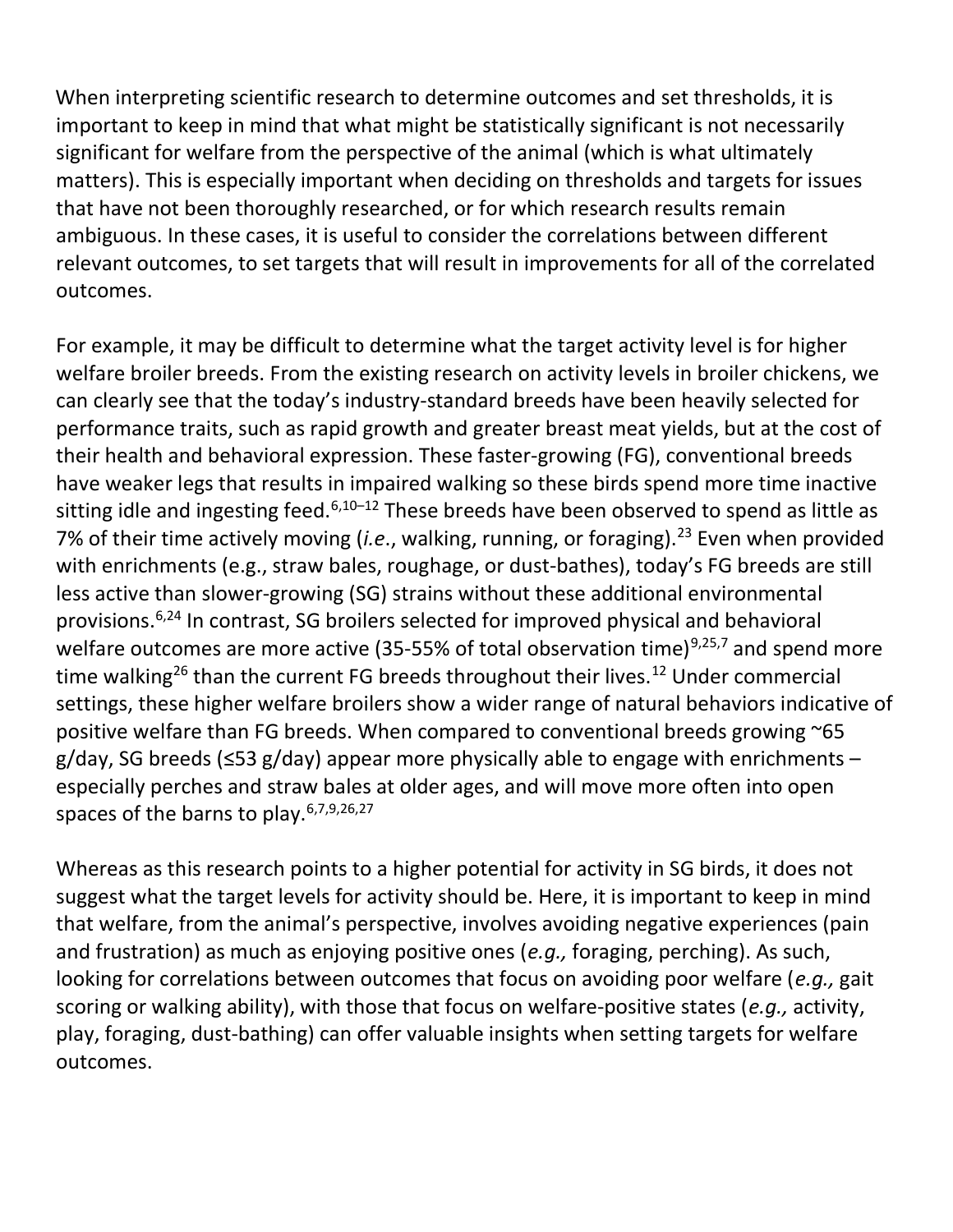When interpreting scientific research to determine outcomes and set thresholds, it is important to keep in mind that what might be statistically significant is not necessarily significant for welfare from the perspective of the animal (which is what ultimately matters). This is especially important when deciding on thresholds and targets for issues that have not been thoroughly researched, or for which research results remain ambiguous. In these cases, it is useful to consider the correlations between different relevant outcomes, to set targets that will result in improvements for all of the correlated outcomes.

For example, it may be difficult to determine what the target activity level is for higher welfare broiler breeds. From the existing research on activity levels in broiler chickens, we can clearly see that the today's industry-standard breeds have been heavily selected for performance traits, such as rapid growth and greater breast meat yields, but at the cost of their health and behavioral expression. These faster-growing (FG), conventional breeds have weaker legs that results in impaired walking so these birds spend more time inactive sitting idle and ingesting feed.[6,10–12] These breeds have been observed to spend as little as 7% of their time actively moving (*i.e.*, walking, running, or foraging).[23] Even when provided with enrichments (e.g., straw bales, roughage, or dust-bathes), today's FG breeds are still less active than slower-growing (SG) strains without these additional environmental provisions.[6,24] In contrast, SG broilers selected for improved physical and behavioral welfare outcomes are more active (35-55% of total observation time)[9,25,7] and spend more time walking[26] than the current FG breeds throughout their lives.[12] Under commercial settings, these higher welfare broilers show a wider range of natural behaviors indicative of positive welfare than FG breeds. When compared to conventional breeds growing ~65 g/day, SG breeds (≤53 g/day) appear more physically able to engage with enrichments – especially perches and straw bales at older ages, and will move more often into open spaces of the barns to play.[6,7,9,26,27]

Whereas as this research points to a higher potential for activity in SG birds, it does not suggest what the target levels for activity should be. Here, it is important to keep in mind that welfare, from the animal's perspective, involves avoiding negative experiences (pain and frustration) as much as enjoying positive ones (*e.g.,* foraging, perching). As such, looking for correlations between outcomes that focus on avoiding poor welfare (*e.g.,* gait scoring or walking ability), with those that focus on welfare-positive states (*e.g.,* activity, play, foraging, dust-bathing) can offer valuable insights when setting targets for welfare outcomes.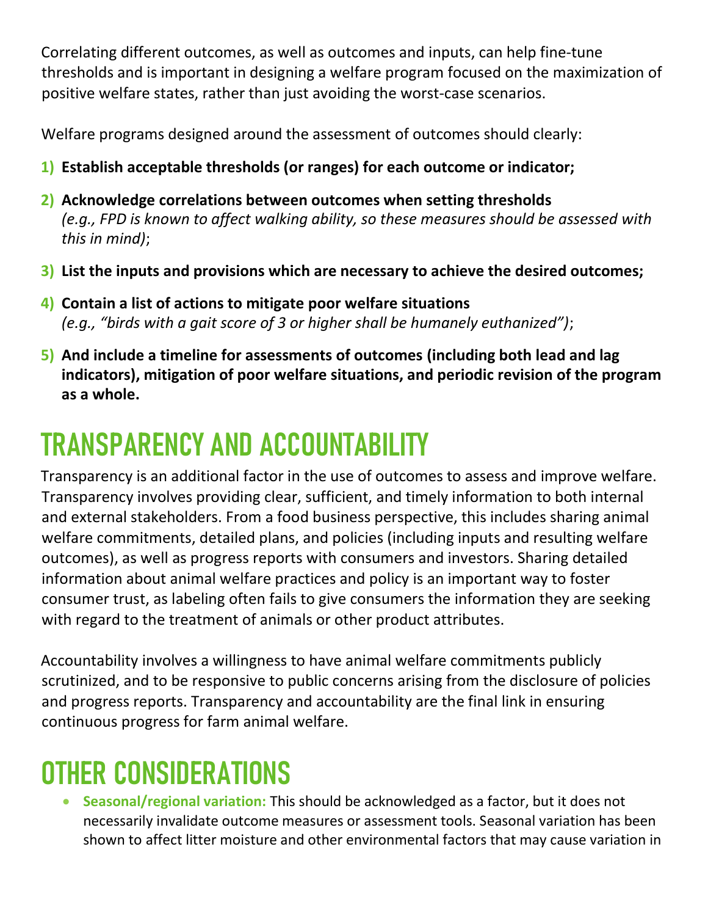Correlating different outcomes, as well as outcomes and inputs, can help fine-tune thresholds and is important in designing a welfare program focused on the maximization of positive welfare states, rather than just avoiding the worst-case scenarios.

Welfare programs designed around the assessment of outcomes should clearly:

1) **Establish acceptable thresholds (or ranges) for each outcome or indicator;**
2) **Acknowledge correlations between outcomes when setting thresholds** *(e.g., FPD is known to affect walking ability, so these measures should be assessed with this in mind)*;
3) **List the inputs and provisions which are necessary to achieve the desired outcomes;**
4) **Contain a list of actions to mitigate poor welfare situations** *(e.g., "birds with a gait score of 3 or higher shall be humanely euthanized")*;
5) **And include a timeline for assessments of outcomes (including both lead and lag indicators), mitigation of poor welfare situations, and periodic revision of the program as a whole.**

# TRANSPARENCY AND ACCOUNTABILITY

Transparency is an additional factor in the use of outcomes to assess and improve welfare. Transparency involves providing clear, sufficient, and timely information to both internal and external stakeholders. From a food business perspective, this includes sharing animal welfare commitments, detailed plans, and policies (including inputs and resulting welfare outcomes), as well as progress reports with consumers and investors. Sharing detailed information about animal welfare practices and policy is an important way to foster consumer trust, as labeling often fails to give consumers the information they are seeking with regard to the treatment of animals or other product attributes.

Accountability involves a willingness to have animal welfare commitments publicly scrutinized, and to be responsive to public concerns arising from the disclosure of policies and progress reports. Transparency and accountability are the final link in ensuring continuous progress for farm animal welfare.

# OTHER CONSIDERATIONS

- **Seasonal/regional variation:** This should be acknowledged as a factor, but it does not necessarily invalidate outcome measures or assessment tools. Seasonal variation has been shown to affect litter moisture and other environmental factors that may cause variation in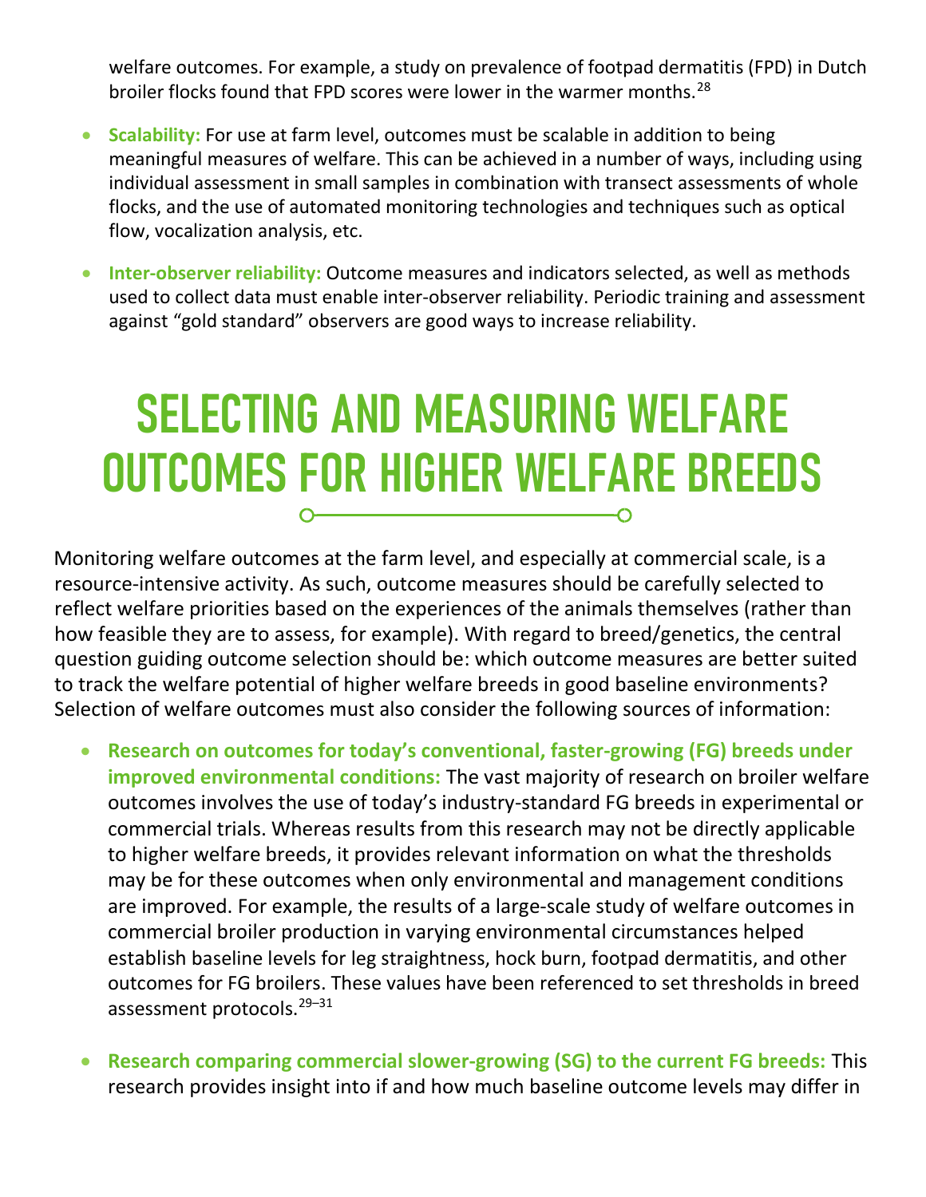welfare outcomes. For example, a study on prevalence of footpad dermatitis (FPD) in Dutch broiler flocks found that FPD scores were lower in the warmer months.[28]

- **Scalability:** For use at farm level, outcomes must be scalable in addition to being meaningful measures of welfare. This can be achieved in a number of ways, including using individual assessment in small samples in combination with transect assessments of whole flocks, and the use of automated monitoring technologies and techniques such as optical flow, vocalization analysis, etc.
- **Inter-observer reliability:** Outcome measures and indicators selected, as well as methods used to collect data must enable inter-observer reliability. Periodic training and assessment against "gold standard" observers are good ways to increase reliability.

# SELECTING AND MEASURING WELFARE OUTCOMES FOR HIGHER WELFARE BREEDS

Monitoring welfare outcomes at the farm level, and especially at commercial scale, is a resource-intensive activity. As such, outcome measures should be carefully selected to reflect welfare priorities based on the experiences of the animals themselves (rather than how feasible they are to assess, for example). With regard to breed/genetics, the central question guiding outcome selection should be: which outcome measures are better suited to track the welfare potential of higher welfare breeds in good baseline environments? Selection of welfare outcomes must also consider the following sources of information:

- **Research on outcomes for today's conventional, faster-growing (FG) breeds under improved environmental conditions:** The vast majority of research on broiler welfare outcomes involves the use of today's industry-standard FG breeds in experimental or commercial trials. Whereas results from this research may not be directly applicable to higher welfare breeds, it provides relevant information on what the thresholds may be for these outcomes when only environmental and management conditions are improved. For example, the results of a large-scale study of welfare outcomes in commercial broiler production in varying environmental circumstances helped establish baseline levels for leg straightness, hock burn, footpad dermatitis, and other outcomes for FG broilers. These values have been referenced to set thresholds in breed assessment protocols.[29–31]
- **Research comparing commercial slower-growing (SG) to the current FG breeds:** This research provides insight into if and how much baseline outcome levels may differ in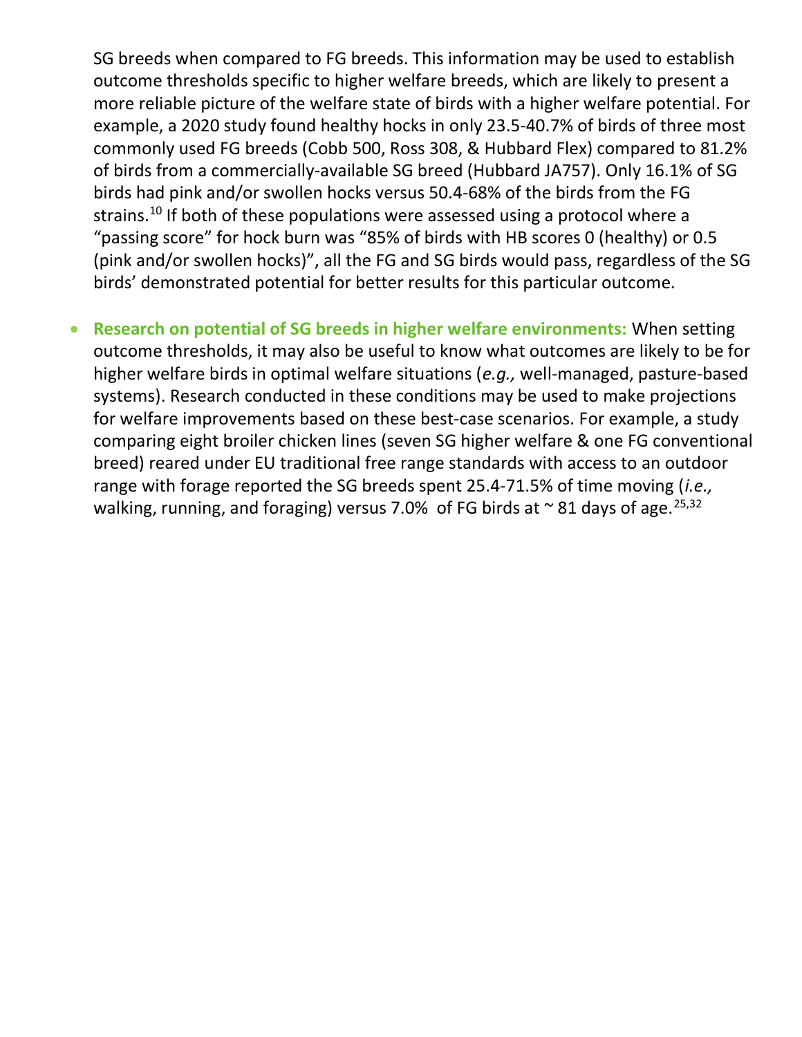SG breeds when compared to FG breeds. This information may be used to establish outcome thresholds specific to higher welfare breeds, which are likely to present a more reliable picture of the welfare state of birds with a higher welfare potential. For example, a 2020 study found healthy hocks in only 23.5-40.7% of birds of three most commonly used FG breeds (Cobb 500, Ross 308, & Hubbard Flex) compared to 81.2% of birds from a commercially-available SG breed (Hubbard JA757). Only 16.1% of SG birds had pink and/or swollen hocks versus 50.4-68% of the birds from the FG strains.[10] If both of these populations were assessed using a protocol where a "passing score" for hock burn was "85% of birds with HB scores 0 (healthy) or 0.5 (pink and/or swollen hocks)", all the FG and SG birds would pass, regardless of the SG birds' demonstrated potential for better results for this particular outcome.

- **Research on potential of SG breeds in higher welfare environments:** When setting outcome thresholds, it may also be useful to know what outcomes are likely to be for higher welfare birds in optimal welfare situations (*e.g.,* well-managed, pasture-based systems). Research conducted in these conditions may be used to make projections for welfare improvements based on these best-case scenarios. For example, a study comparing eight broiler chicken lines (seven SG higher welfare & one FG conventional breed) reared under EU traditional free range standards with access to an outdoor range with forage reported the SG breeds spent 25.4-71.5% of time moving (*i.e.,* walking, running, and foraging) versus 7.0% of FG birds at ~ 81 days of age.[25,32]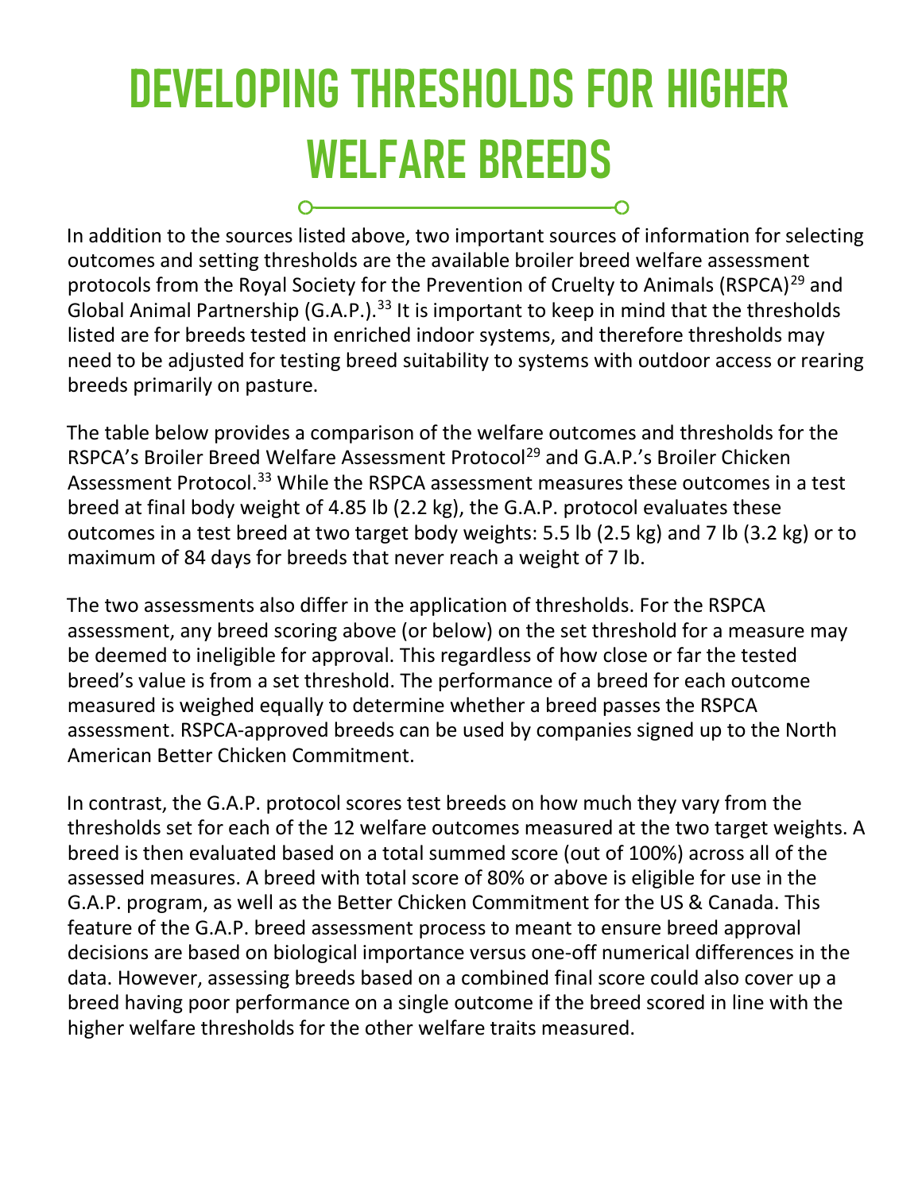# DEVELOPING THRESHOLDS FOR HIGHER WELFARE BREEDS

In addition to the sources listed above, two important sources of information for selecting outcomes and setting thresholds are the available broiler breed welfare assessment protocols from the Royal Society for the Prevention of Cruelty to Animals (RSPCA)[29] and Global Animal Partnership (G.A.P.).[33] It is important to keep in mind that the thresholds listed are for breeds tested in enriched indoor systems, and therefore thresholds may need to be adjusted for testing breed suitability to systems with outdoor access or rearing breeds primarily on pasture.

The table below provides a comparison of the welfare outcomes and thresholds for the RSPCA's Broiler Breed Welfare Assessment Protocol[29] and G.A.P.'s Broiler Chicken Assessment Protocol.[33] While the RSPCA assessment measures these outcomes in a test breed at final body weight of 4.85 lb (2.2 kg), the G.A.P. protocol evaluates these outcomes in a test breed at two target body weights: 5.5 lb (2.5 kg) and 7 lb (3.2 kg) or to maximum of 84 days for breeds that never reach a weight of 7 lb.

The two assessments also differ in the application of thresholds. For the RSPCA assessment, any breed scoring above (or below) on the set threshold for a measure may be deemed to ineligible for approval. This regardless of how close or far the tested breed's value is from a set threshold. The performance of a breed for each outcome measured is weighed equally to determine whether a breed passes the RSPCA assessment. RSPCA-approved breeds can be used by companies signed up to the North American Better Chicken Commitment.

In contrast, the G.A.P. protocol scores test breeds on how much they vary from the thresholds set for each of the 12 welfare outcomes measured at the two target weights. A breed is then evaluated based on a total summed score (out of 100%) across all of the assessed measures. A breed with total score of 80% or above is eligible for use in the G.A.P. program, as well as the Better Chicken Commitment for the US & Canada. This feature of the G.A.P. breed assessment process to meant to ensure breed approval decisions are based on biological importance versus one-off numerical differences in the data. However, assessing breeds based on a combined final score could also cover up a breed having poor performance on a single outcome if the breed scored in line with the higher welfare thresholds for the other welfare traits measured.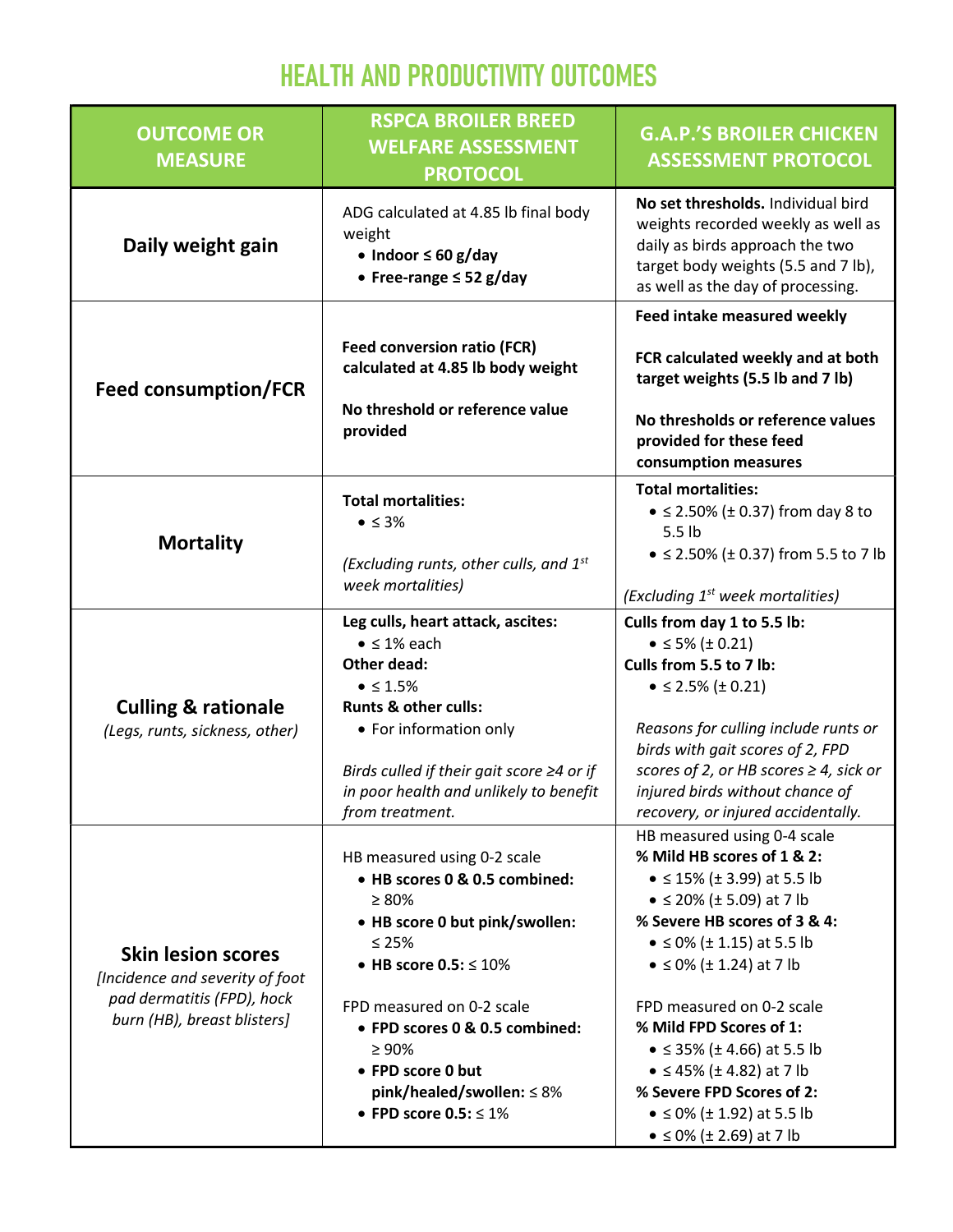# HEALTH AND PRODUCTIVITY OUTCOMES

| OUTCOME OR MEASURE | RSPCA BROILER BREED WELFARE ASSESSMENT PROTOCOL | G.A.P.'S BROILER CHICKEN ASSESSMENT PROTOCOL |
|---|---|---|
| **Daily weight gain** | ADG calculated at 4.85 lb final body weight<br>• **Indoor ≤ 60 g/day**<br>• **Free-range ≤ 52 g/day** | **No set thresholds.** Individual bird weights recorded weekly as well as daily as birds approach the two target body weights (5.5 and 7 lb), as well as the day of processing. |
| **Feed consumption/FCR** | **Feed conversion ratio (FCR) calculated at 4.85 lb body weight**<br><br>**No threshold or reference value provided** | **Feed intake measured weekly**<br><br>**FCR calculated weekly and at both target weights (5.5 lb and 7 lb)**<br><br>**No thresholds or reference values provided for these feed consumption measures** |
| **Mortality** | **Total mortalities:**<br>• ≤ 3%<br><br>*(Excluding runts, other culls, and 1st week mortalities)* | **Total mortalities:**<br>• ≤ 2.50% (± 0.37) from day 8 to 5.5 lb<br>• ≤ 2.50% (± 0.37) from 5.5 to 7 lb<br><br>*(Excluding 1st week mortalities)* |
| **Culling & rationale**<br>*(Legs, runts, sickness, other)* | **Leg culls, heart attack, ascites:**<br>• ≤ 1% each<br>**Other dead:**<br>• ≤ 1.5%<br>**Runts & other culls:**<br>• For information only<br><br>*Birds culled if their gait score ≥4 or if in poor health and unlikely to benefit from treatment.* | **Culls from day 1 to 5.5 lb:**<br>• ≤ 5% (± 0.21)<br>**Culls from 5.5 to 7 lb:**<br>• ≤ 2.5% (± 0.21)<br><br>*Reasons for culling include runts or birds with gait scores of 2, FPD scores of 2, or HB scores ≥ 4, sick or injured birds without chance of recovery, or injured accidentally.* |
| **Skin lesion scores**<br>*[Incidence and severity of foot pad dermatitis (FPD), hock burn (HB), breast blisters]* | HB measured using 0-2 scale<br>• **HB scores 0 & 0.5 combined:** ≥ 80%<br>• **HB score 0 but pink/swollen:** ≤ 25%<br>• **HB score 0.5:** ≤ 10%<br><br>FPD measured on 0-2 scale<br>• **FPD scores 0 & 0.5 combined:** ≥ 90%<br>• **FPD score 0 but pink/healed/swollen:** ≤ 8%<br>• **FPD score 0.5:** ≤ 1% | HB measured using 0-4 scale<br>**% Mild HB scores of 1 & 2:**<br>• ≤ 15% (± 3.99) at 5.5 lb<br>• ≤ 20% (± 5.09) at 7 lb<br>**% Severe HB scores of 3 & 4:**<br>• ≤ 0% (± 1.15) at 5.5 lb<br>• ≤ 0% (± 1.24) at 7 lb<br><br>FPD measured on 0-2 scale<br>**% Mild FPD Scores of 1:**<br>• ≤ 35% (± 4.66) at 5.5 lb<br>• ≤ 45% (± 4.82) at 7 lb<br>**% Severe FPD Scores of 2:**<br>• ≤ 0% (± 1.92) at 5.5 lb<br>• ≤ 0% (± 2.69) at 7 lb |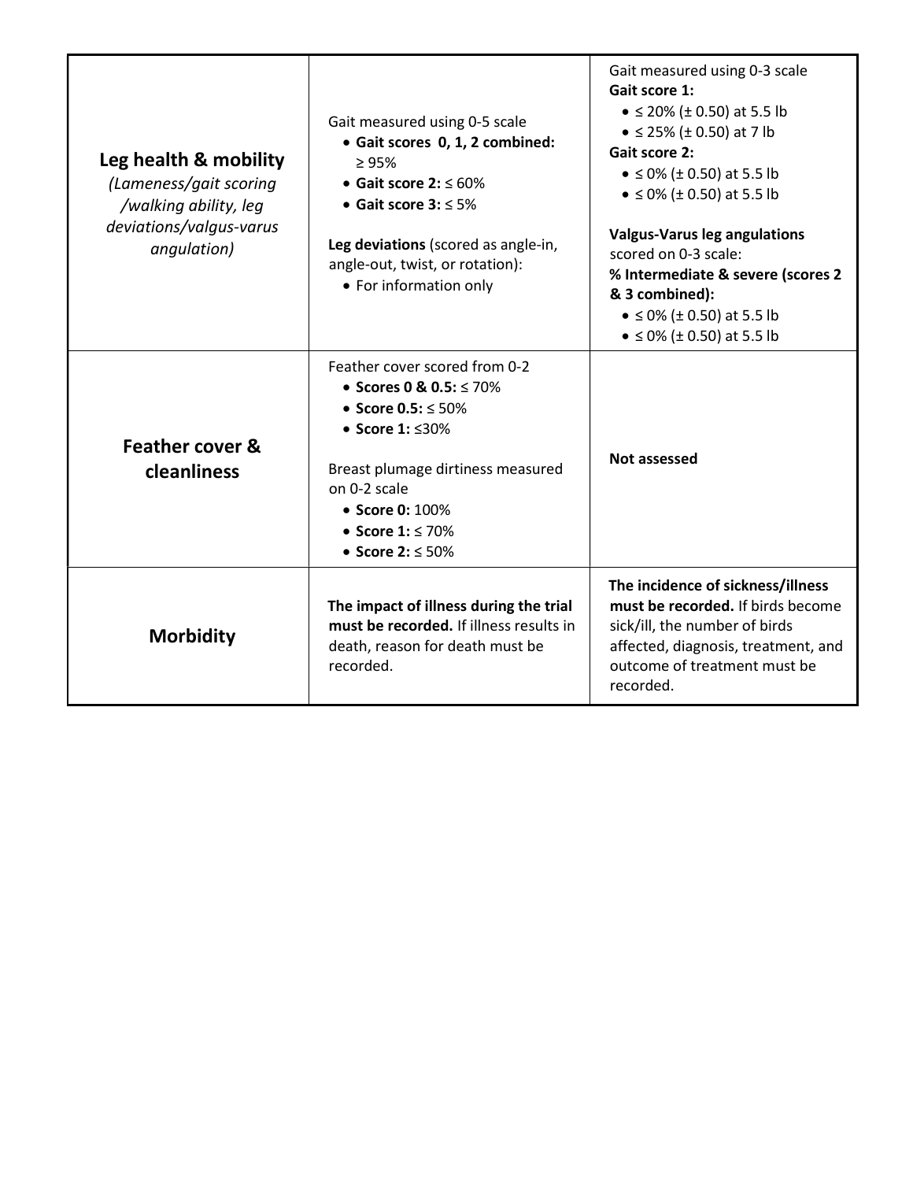| | | |
|---|---|---|
| **Leg health & mobility** *(Lameness/gait scoring /walking ability, leg deviations/valgus-varus angulation)* | Gait measured using 0-5 scale<br>• **Gait scores 0, 1, 2 combined:** ≥ 95%<br>• **Gait score 2:** ≤ 60%<br>• **Gait score 3:** ≤ 5%<br><br>**Leg deviations** (scored as angle-in, angle-out, twist, or rotation):<br>• For information only | Gait measured using 0-3 scale<br>**Gait score 1:**<br>• ≤ 20% (± 0.50) at 5.5 lb<br>• ≤ 25% (± 0.50) at 7 lb<br>**Gait score 2:**<br>• ≤ 0% (± 0.50) at 5.5 lb<br>• ≤ 0% (± 0.50) at 5.5 lb<br><br>**Valgus-Varus leg angulations** scored on 0-3 scale:<br>**% Intermediate & severe (scores 2 & 3 combined):**<br>• ≤ 0% (± 0.50) at 5.5 lb<br>• ≤ 0% (± 0.50) at 5.5 lb |
| **Feather cover & cleanliness** | Feather cover scored from 0-2<br>• **Scores 0 & 0.5:** ≤ 70%<br>• **Score 0.5:** ≤ 50%<br>• **Score 1:** ≤30%<br><br>Breast plumage dirtiness measured on 0-2 scale<br>• **Score 0:** 100%<br>• **Score 1:** ≤ 70%<br>• **Score 2:** ≤ 50% | **Not assessed** |
| **Morbidity** | **The impact of illness during the trial must be recorded.** If illness results in death, reason for death must be recorded. | **The incidence of sickness/illness must be recorded.** If birds become sick/ill, the number of birds affected, diagnosis, treatment, and outcome of treatment must be recorded. |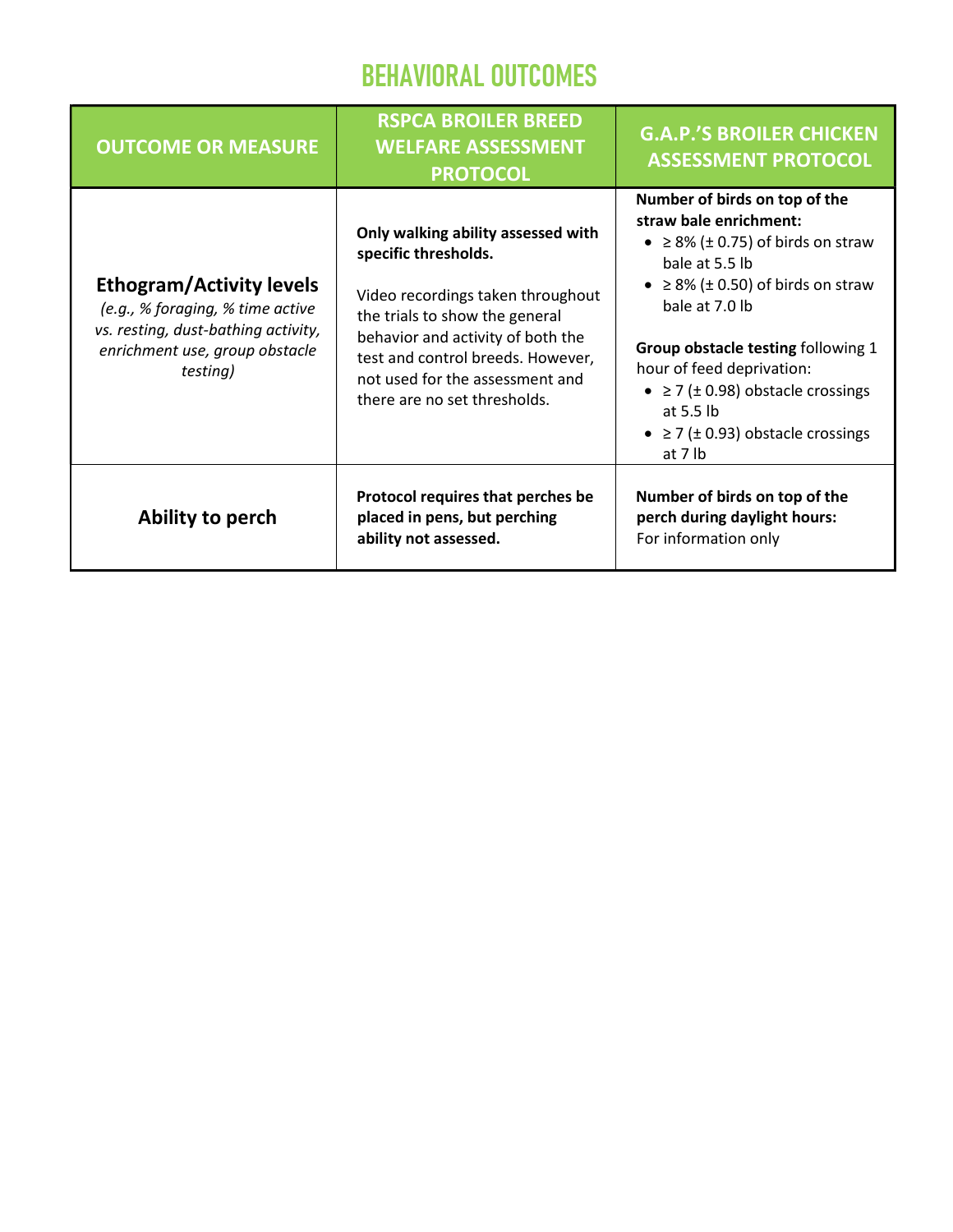# BEHAVIORAL OUTCOMES

| OUTCOME OR MEASURE | RSPCA BROILER BREED WELFARE ASSESSMENT PROTOCOL | G.A.P.'S BROILER CHICKEN ASSESSMENT PROTOCOL |
|---|---|---|
| **Ethogram/Activity levels** *(e.g., % foraging, % time active vs. resting, dust-bathing activity, enrichment use, group obstacle testing)* | **Only walking ability assessed with specific thresholds.**<br><br>Video recordings taken throughout the trials to show the general behavior and activity of both the test and control breeds. However, not used for the assessment and there are no set thresholds. | **Number of birds on top of the straw bale enrichment:**<br>• ≥ 8% (± 0.75) of birds on straw bale at 5.5 lb<br>• ≥ 8% (± 0.50) of birds on straw bale at 7.0 lb<br><br>**Group obstacle testing** following 1 hour of feed deprivation:<br>• ≥ 7 (± 0.98) obstacle crossings at 5.5 lb<br>• ≥ 7 (± 0.93) obstacle crossings at 7 lb |
| **Ability to perch** | **Protocol requires that perches be placed in pens, but perching ability not assessed.** | **Number of birds on top of the perch during daylight hours:** For information only |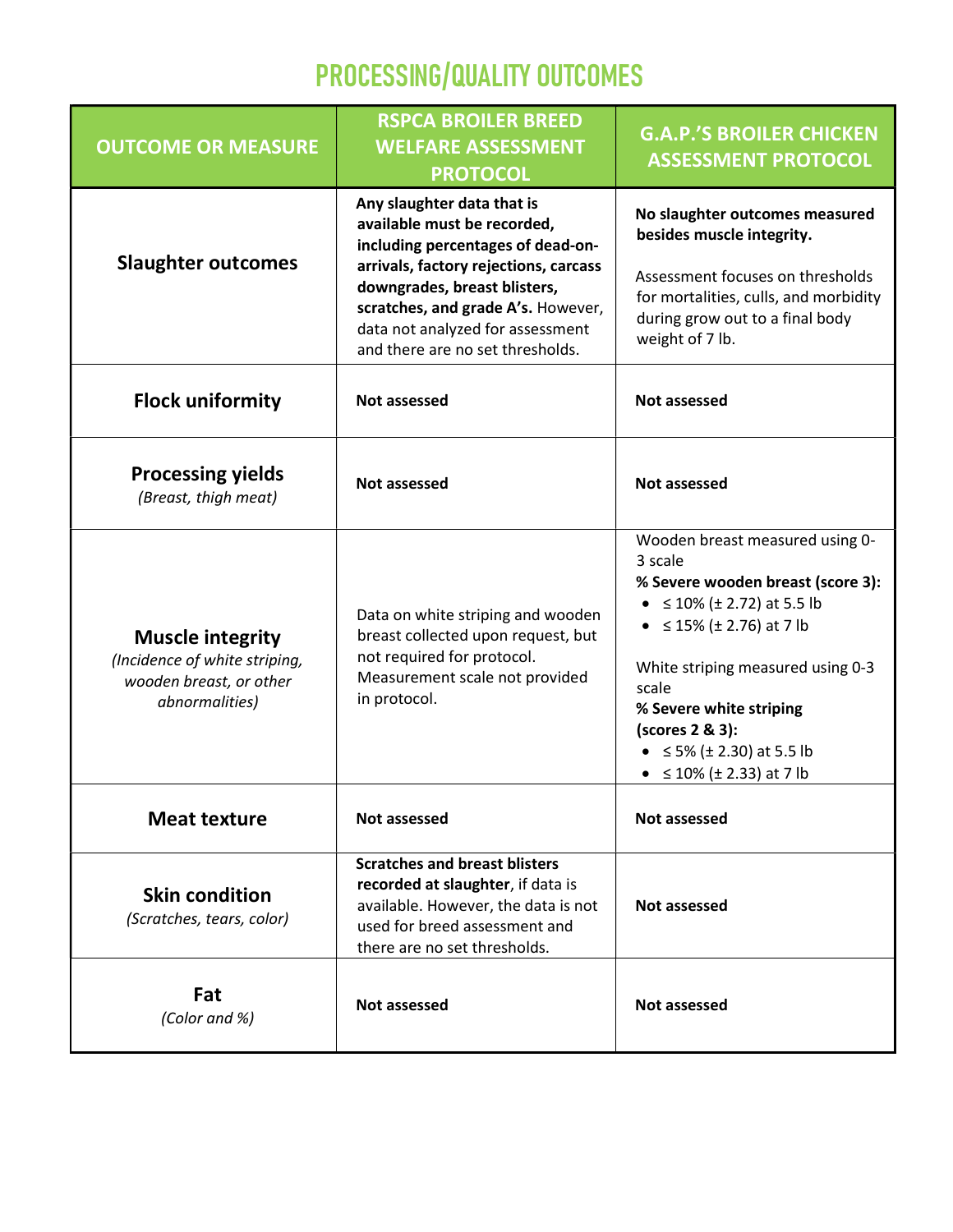# PROCESSING/QUALITY OUTCOMES

| OUTCOME OR MEASURE | RSPCA BROILER BREED WELFARE ASSESSMENT PROTOCOL | G.A.P.'S BROILER CHICKEN ASSESSMENT PROTOCOL |
|---|---|---|
| **Slaughter outcomes** | **Any slaughter data that is available must be recorded, including percentages of dead-on-arrivals, factory rejections, carcass downgrades, breast blisters, scratches, and grade A's.** However, data not analyzed for assessment and there are no set thresholds. | **No slaughter outcomes measured besides muscle integrity.**<br><br>Assessment focuses on thresholds for mortalities, culls, and morbidity during grow out to a final body weight of 7 lb. |
| **Flock uniformity** | **Not assessed** | **Not assessed** |
| **Processing yields**<br>*(Breast, thigh meat)* | **Not assessed** | **Not assessed** |
| **Muscle integrity**<br>*(Incidence of white striping, wooden breast, or other abnormalities)* | Data on white striping and wooden breast collected upon request, but not required for protocol. Measurement scale not provided in protocol. | Wooden breast measured using 0-3 scale<br>**% Severe wooden breast (score 3):**<br>• ≤ 10% (± 2.72) at 5.5 lb<br>• ≤ 15% (± 2.76) at 7 lb<br><br>White striping measured using 0-3 scale<br>**% Severe white striping (scores 2 & 3):**<br>• ≤ 5% (± 2.30) at 5.5 lb<br>• ≤ 10% (± 2.33) at 7 lb |
| **Meat texture** | **Not assessed** | **Not assessed** |
| **Skin condition**<br>*(Scratches, tears, color)* | **Scratches and breast blisters recorded at slaughter**, if data is available. However, the data is not used for breed assessment and there are no set thresholds. | **Not assessed** |
| **Fat**<br>*(Color and %)* | **Not assessed** | **Not assessed** |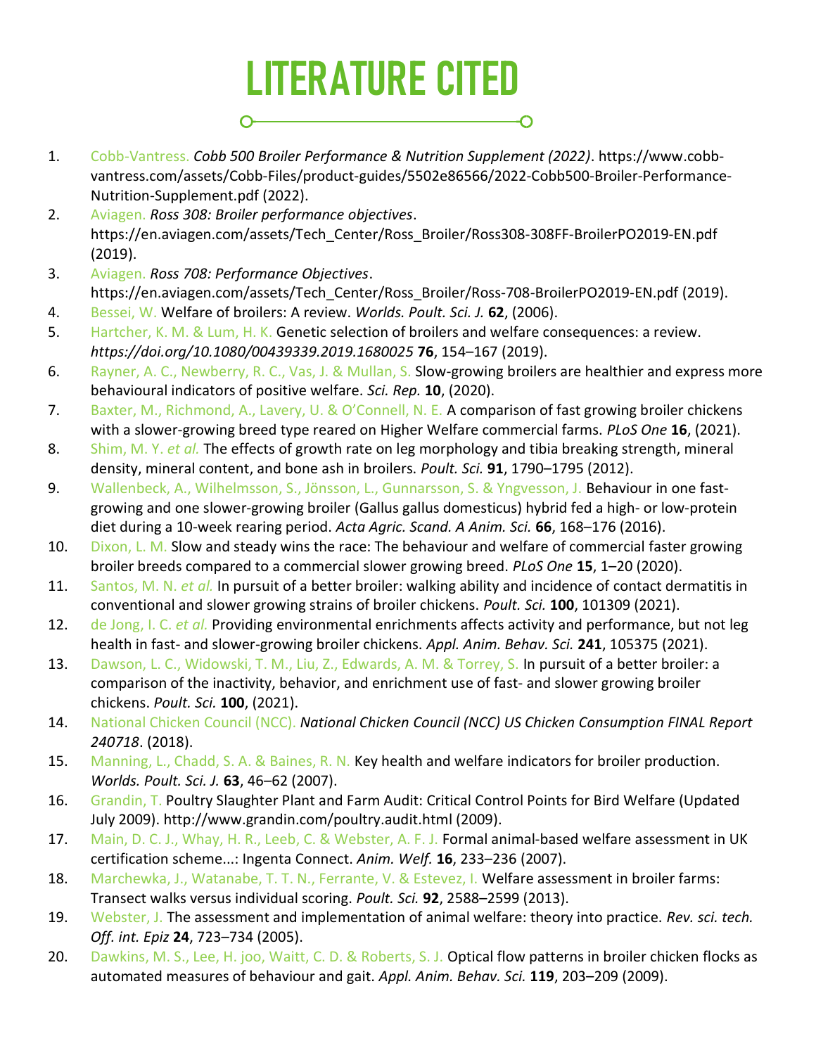# LITERATURE CITED

1. Cobb-Vantress. *Cobb 500 Broiler Performance & Nutrition Supplement (2022)*. https://www.cobb-vantress.com/assets/Cobb-Files/product-guides/5502e86566/2022-Cobb500-Broiler-Performance-Nutrition-Supplement.pdf (2022).
2. Aviagen. *Ross 308: Broiler performance objectives*. https://en.aviagen.com/assets/Tech_Center/Ross_Broiler/Ross308-308FF-BroilerPO2019-EN.pdf (2019).
3. Aviagen. *Ross 708: Performance Objectives*. https://en.aviagen.com/assets/Tech_Center/Ross_Broiler/Ross-708-BroilerPO2019-EN.pdf (2019).
4. Bessei, W. Welfare of broilers: A review. *Worlds. Poult. Sci. J.* **62**, (2006).
5. Hartcher, K. M. & Lum, H. K. Genetic selection of broilers and welfare consequences: a review. *https://doi.org/10.1080/00439339.2019.1680025* **76**, 154–167 (2019).
6. Rayner, A. C., Newberry, R. C., Vas, J. & Mullan, S. Slow-growing broilers are healthier and express more behavioural indicators of positive welfare. *Sci. Rep.* **10**, (2020).
7. Baxter, M., Richmond, A., Lavery, U. & O'Connell, N. E. A comparison of fast growing broiler chickens with a slower-growing breed type reared on Higher Welfare commercial farms. *PLoS One* **16**, (2021).
8. Shim, M. Y. *et al.* The effects of growth rate on leg morphology and tibia breaking strength, mineral density, mineral content, and bone ash in broilers. *Poult. Sci.* **91**, 1790–1795 (2012).
9. Wallenbeck, A., Wilhelmsson, S., Jönsson, L., Gunnarsson, S. & Yngvesson, J. Behaviour in one fast-growing and one slower-growing broiler (Gallus gallus domesticus) hybrid fed a high- or low-protein diet during a 10-week rearing period. *Acta Agric. Scand. A Anim. Sci.* **66**, 168–176 (2016).
10. Dixon, L. M. Slow and steady wins the race: The behaviour and welfare of commercial faster growing broiler breeds compared to a commercial slower growing breed. *PLoS One* **15**, 1–20 (2020).
11. Santos, M. N. *et al.* In pursuit of a better broiler: walking ability and incidence of contact dermatitis in conventional and slower growing strains of broiler chickens. *Poult. Sci.* **100**, 101309 (2021).
12. de Jong, I. C. *et al.* Providing environmental enrichments affects activity and performance, but not leg health in fast- and slower-growing broiler chickens. *Appl. Anim. Behav. Sci.* **241**, 105375 (2021).
13. Dawson, L. C., Widowski, T. M., Liu, Z., Edwards, A. M. & Torrey, S. In pursuit of a better broiler: a comparison of the inactivity, behavior, and enrichment use of fast- and slower growing broiler chickens. *Poult. Sci.* **100**, (2021).
14. National Chicken Council (NCC). *National Chicken Council (NCC) US Chicken Consumption FINAL Report 240718*. (2018).
15. Manning, L., Chadd, S. A. & Baines, R. N. Key health and welfare indicators for broiler production. *Worlds. Poult. Sci. J.* **63**, 46–62 (2007).
16. Grandin, T. Poultry Slaughter Plant and Farm Audit: Critical Control Points for Bird Welfare (Updated July 2009). http://www.grandin.com/poultry.audit.html (2009).
17. Main, D. C. J., Whay, H. R., Leeb, C. & Webster, A. F. J. Formal animal-based welfare assessment in UK certification scheme...: Ingenta Connect. *Anim. Welf.* **16**, 233–236 (2007).
18. Marchewka, J., Watanabe, T. T. N., Ferrante, V. & Estevez, I. Welfare assessment in broiler farms: Transect walks versus individual scoring. *Poult. Sci.* **92**, 2588–2599 (2013).
19. Webster, J. The assessment and implementation of animal welfare: theory into practice. *Rev. sci. tech. Off. int. Epiz* **24**, 723–734 (2005).
20. Dawkins, M. S., Lee, H. joo, Waitt, C. D. & Roberts, S. J. Optical flow patterns in broiler chicken flocks as automated measures of behaviour and gait. *Appl. Anim. Behav. Sci.* **119**, 203–209 (2009).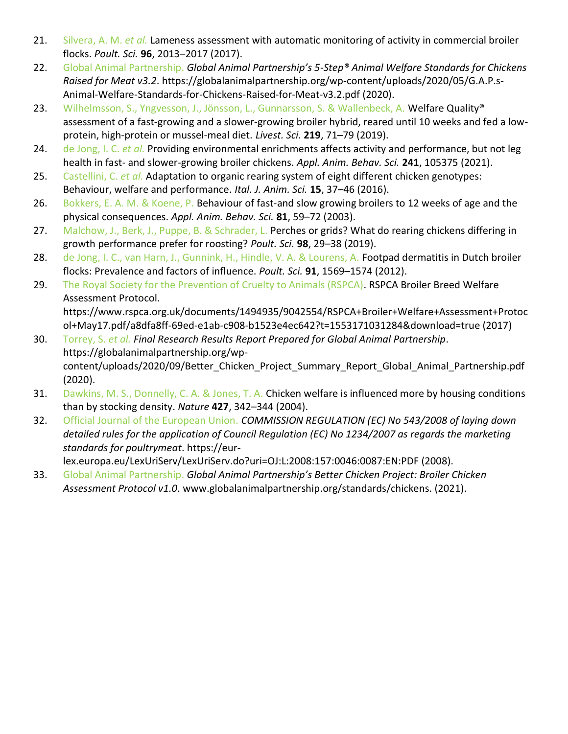21. Silvera, A. M. *et al.* Lameness assessment with automatic monitoring of activity in commercial broiler flocks. *Poult. Sci.* **96**, 2013–2017 (2017).
22. Global Animal Partnership. *Global Animal Partnership's 5-Step® Animal Welfare Standards for Chickens Raised for Meat v3.2*. https://globalanimalpartnership.org/wp-content/uploads/2020/05/G.A.P.s-Animal-Welfare-Standards-for-Chickens-Raised-for-Meat-v3.2.pdf (2020).
23. Wilhelmsson, S., Yngvesson, J., Jönsson, L., Gunnarsson, S. & Wallenbeck, A. Welfare Quality® assessment of a fast-growing and a slower-growing broiler hybrid, reared until 10 weeks and fed a low-protein, high-protein or mussel-meal diet. *Livest. Sci.* **219**, 71–79 (2019).
24. de Jong, I. C. *et al.* Providing environmental enrichments affects activity and performance, but not leg health in fast- and slower-growing broiler chickens. *Appl. Anim. Behav. Sci.* **241**, 105375 (2021).
25. Castellini, C. *et al.* Adaptation to organic rearing system of eight different chicken genotypes: Behaviour, welfare and performance. *Ital. J. Anim. Sci.* **15**, 37–46 (2016).
26. Bokkers, E. A. M. & Koene, P. Behaviour of fast-and slow growing broilers to 12 weeks of age and the physical consequences. *Appl. Anim. Behav. Sci.* **81**, 59–72 (2003).
27. Malchow, J., Berk, J., Puppe, B. & Schrader, L. Perches or grids? What do rearing chickens differing in growth performance prefer for roosting? *Poult. Sci.* **98**, 29–38 (2019).
28. de Jong, I. C., van Harn, J., Gunnink, H., Hindle, V. A. & Lourens, A. Footpad dermatitis in Dutch broiler flocks: Prevalence and factors of influence. *Poult. Sci.* **91**, 1569–1574 (2012).
29. The Royal Society for the Prevention of Cruelty to Animals (RSPCA). RSPCA Broiler Breed Welfare Assessment Protocol. https://www.rspca.org.uk/documents/1494935/9042554/RSPCA+Broiler+Welfare+Assessment+Protocol+May17.pdf/a8dfa8ff-69ed-e1ab-c908-b1523e4ec642?t=1553171031284&download=true (2017)
30. Torrey, S. *et al.* *Final Research Results Report Prepared for Global Animal Partnership*. https://globalanimalpartnership.org/wp-content/uploads/2020/09/Better_Chicken_Project_Summary_Report_Global_Animal_Partnership.pdf (2020).
31. Dawkins, M. S., Donnelly, C. A. & Jones, T. A. Chicken welfare is influenced more by housing conditions than by stocking density. *Nature* **427**, 342–344 (2004).
32. Official Journal of the European Union. *COMMISSION REGULATION (EC) No 543/2008 of laying down detailed rules for the application of Council Regulation (EC) No 1234/2007 as regards the marketing standards for poultrymeat*. https://eur-lex.europa.eu/LexUriServ/LexUriServ.do?uri=OJ:L:2008:157:0046:0087:EN:PDF (2008).
33. Global Animal Partnership. *Global Animal Partnership's Better Chicken Project: Broiler Chicken Assessment Protocol v1.0*. www.globalanimalpartnership.org/standards/chickens. (2021).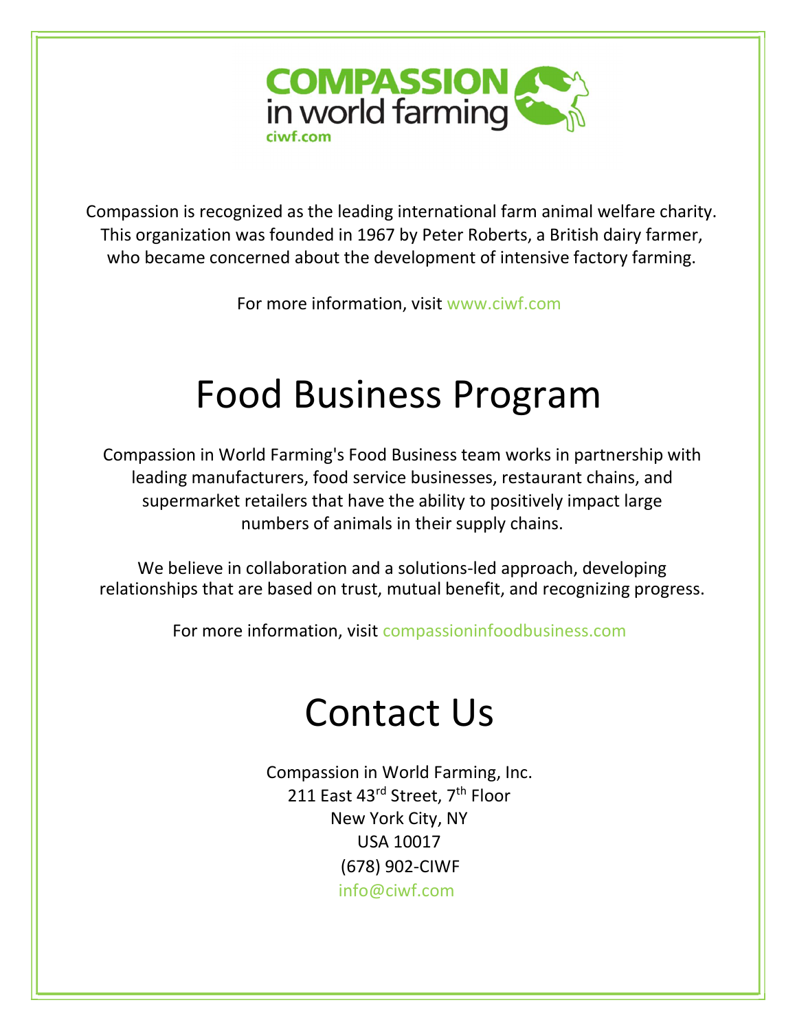COMPASSION in world farming
ciwf.com

Compassion is recognized as the leading international farm animal welfare charity. This organization was founded in 1967 by Peter Roberts, a British dairy farmer, who became concerned about the development of intensive factory farming.

For more information, visit www.ciwf.com

# Food Business Program

Compassion in World Farming's Food Business team works in partnership with leading manufacturers, food service businesses, restaurant chains, and supermarket retailers that have the ability to positively impact large numbers of animals in their supply chains.

We believe in collaboration and a solutions-led approach, developing relationships that are based on trust, mutual benefit, and recognizing progress.

For more information, visit compassioninfoodbusiness.com

# Contact Us

Compassion in World Farming, Inc.
211 East 43rd Street, 7th Floor
New York City, NY
USA 10017
(678) 902-CIWF
info@ciwf.com